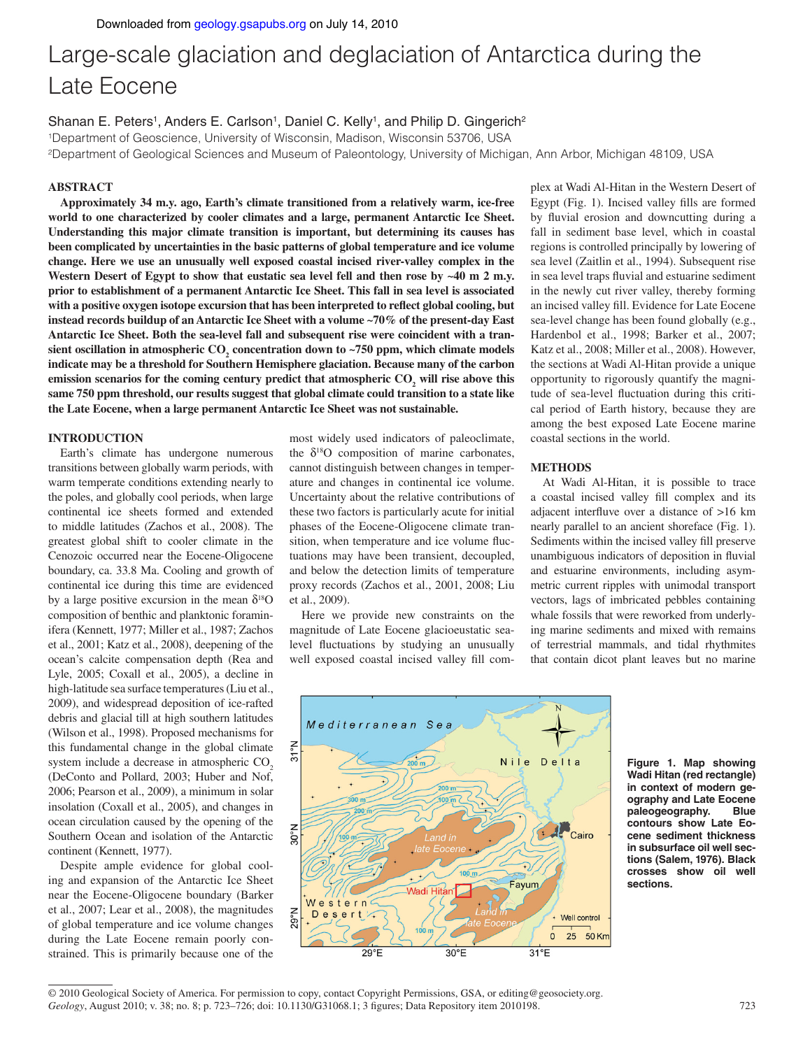# Large-scale glaciation and deglaciation of Antarctica during the Late Eocene

Shanan E. Peters[1], Anders E. Carlson[1], Daniel C. Kelly[1], and Philip D. Gingerich[2]

[1]Department of Geoscience, University of Wisconsin, Madison, Wisconsin 53706, USA
[2]Department of Geological Sciences and Museum of Paleontology, University of Michigan, Ann Arbor, Michigan 48109, USA

## ABSTRACT

**Approximately 34 m.y. ago, Earth's climate transitioned from a relatively warm, ice-free world to one characterized by cooler climates and a large, permanent Antarctic Ice Sheet. Understanding this major climate transition is important, but determining its causes has been complicated by uncertainties in the basic patterns of global temperature and ice volume change. Here we use an unusually well exposed coastal incised river-valley complex in the Western Desert of Egypt to show that eustatic sea level fell and then rose by ~40 m 2 m.y. prior to establishment of a permanent Antarctic Ice Sheet. This fall in sea level is associated with a positive oxygen isotope excursion that has been interpreted to reflect global cooling, but instead records buildup of an Antarctic Ice Sheet with a volume ~70% of the present-day East Antarctic Ice Sheet. Both the sea-level fall and subsequent rise were coincident with a transient oscillation in atmospheric $CO_2$ concentration down to ~750 ppm, which climate models indicate may be a threshold for Southern Hemisphere glaciation. Because many of the carbon emission scenarios for the coming century predict that atmospheric $CO_2$ will rise above this same 750 ppm threshold, our results suggest that global climate could transition to a state like the Late Eocene, when a large permanent Antarctic Ice Sheet was not sustainable.**

## INTRODUCTION

Earth's climate has undergone numerous transitions between globally warm periods, with warm temperate conditions extending nearly to the poles, and globally cool periods, when large continental ice sheets formed and extended to middle latitudes (Zachos et al., 2008). The greatest global shift to cooler climate in the Cenozoic occurred near the Eocene-Oligocene boundary, ca. 33.8 Ma. Cooling and growth of continental ice during this time are evidenced by a large positive excursion in the mean $\delta^{18}O$ composition of benthic and planktonic foraminifera (Kennett, 1977; Miller et al., 1987; Zachos et al., 2001; Katz et al., 2008), deepening of the ocean's calcite compensation depth (Rea and Lyle, 2005; Coxall et al., 2005), a decline in high-latitude sea surface temperatures (Liu et al., 2009), and widespread deposition of ice-rafted debris and glacial till at high southern latitudes (Wilson et al., 1998). Proposed mechanisms for this fundamental change in the global climate system include a decrease in atmospheric $CO_2$ (DeConto and Pollard, 2003; Huber and Nof, 2006; Pearson et al., 2009), a minimum in solar insolation (Coxall et al., 2005), and changes in ocean circulation caused by the opening of the Southern Ocean and isolation of the Antarctic continent (Kennett, 1977).

Despite ample evidence for global cooling and expansion of the Antarctic Ice Sheet near the Eocene-Oligocene boundary (Barker et al., 2007; Lear et al., 2008), the magnitudes of global temperature and ice volume changes during the Late Eocene remain poorly constrained. This is primarily because one of the most widely used indicators of paleoclimate, the $\delta^{18}O$ composition of marine carbonates, cannot distinguish between changes in temperature and changes in continental ice volume. Uncertainty about the relative contributions of these two factors is particularly acute for initial phases of the Eocene-Oligocene climate transition, when temperature and ice volume fluctuations may have been transient, decoupled, and below the detection limits of temperature proxy records (Zachos et al., 2001, 2008; Liu et al., 2009).

Here we provide new constraints on the magnitude of Late Eocene glacioeustatic sea-level fluctuations by studying an unusually well exposed coastal incised valley fill complex at Wadi Al-Hitan in the Western Desert of Egypt (Fig. 1). Incised valley fills are formed by fluvial erosion and downcutting during a fall in sediment base level, which in coastal regions is controlled principally by lowering of sea level (Zaitlin et al., 1994). Subsequent rise in sea level traps fluvial and estuarine sediment in the newly cut river valley, thereby forming an incised valley fill. Evidence for Late Eocene sea-level change has been found globally (e.g., Hardenbol et al., 1998; Barker et al., 2007; Katz et al., 2008; Miller et al., 2008). However, the sections at Wadi Al-Hitan provide a unique opportunity to rigorously quantify the magnitude of sea-level fluctuation during this critical period of Earth history, because they are among the best exposed Late Eocene marine coastal sections in the world.

## METHODS

At Wadi Al-Hitan, it is possible to trace a coastal incised valley fill complex and its adjacent interfluve over a distance of >16 km nearly parallel to an ancient shoreface (Fig. 1). Sediments within the incised valley fill preserve unambiguous indicators of deposition in fluvial and estuarine environments, including asymmetric current ripples with unimodal transport vectors, lags of imbricated pebbles containing whale fossils that were reworked from underlying marine sediments and mixed with remains of terrestrial mammals, and tidal rhythmites that contain dicot plant leaves but no marine

**Figure 1. Map showing Wadi Hitan (red rectangle) in context of modern geography and Late Eocene paleogeography. Blue contours show Late Eocene sediment thickness in subsurface oil well sections (Salem, 1976). Black crosses show oil well sections.**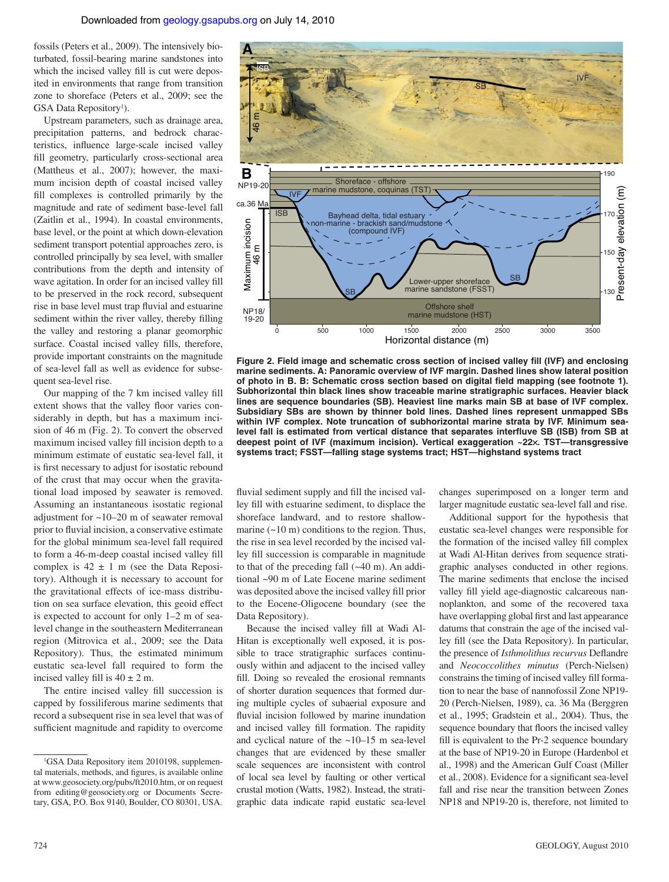fossils (Peters et al., 2009). The intensively bioturbated, fossil-bearing marine sandstones into which the incised valley fill is cut were deposited in environments that range from transition zone to shoreface (Peters et al., 2009; see the GSA Data Repository[1]).

Upstream parameters, such as drainage area, precipitation patterns, and bedrock characteristics, influence large-scale incised valley fill geometry, particularly cross-sectional area (Mattheus et al., 2007); however, the maximum incision depth of coastal incised valley fill complexes is controlled primarily by the magnitude and rate of sediment base-level fall (Zaitlin et al., 1994). In coastal environments, base level, or the point at which down-elevation sediment transport potential approaches zero, is controlled principally by sea level, with smaller contributions from the depth and intensity of wave agitation. In order for an incised valley fill to be preserved in the rock record, subsequent rise in base level must trap fluvial and estuarine sediment within the river valley, thereby filling the valley and restoring a planar geomorphic surface. Coastal incised valley fills, therefore, provide important constraints on the magnitude of sea-level fall as well as evidence for subsequent sea-level rise.

Our mapping of the 7 km incised valley fill extent shows that the valley floor varies considerably in depth, but has a maximum incision of 46 m (Fig. 2). To convert the observed maximum incised valley fill incision depth to a minimum estimate of eustatic sea-level fall, it is first necessary to adjust for isostatic rebound of the crust that may occur when the gravitational load imposed by seawater is removed. Assuming an instantaneous isostatic regional adjustment for ~10–20 m of seawater removal prior to fluvial incision, a conservative estimate for the global minimum sea-level fall required to form a 46-m-deep coastal incised valley fill complex is 42 ± 1 m (see the Data Repository). Although it is necessary to account for the gravitational effects of ice-mass distribution on sea surface elevation, this geoid effect is expected to account for only 1–2 m of sea-level change in the southeastern Mediterranean region (Mitrovica et al., 2009; see the Data Repository). Thus, the estimated minimum eustatic sea-level fall required to form the incised valley fill is 40 ± 2 m.

The entire incised valley fill succession is capped by fossiliferous marine sediments that record a subsequent rise in sea level that was of sufficient magnitude and rapidity to overcome fluvial sediment supply and fill the incised valley fill with estuarine sediment, to displace the shoreface landward, and to restore shallow-marine (~10 m) conditions to the region. Thus, the rise in sea level recorded by the incised valley fill succession is comparable in magnitude to that of the preceding fall (~40 m). An additional ~90 m of Late Eocene marine sediment was deposited above the incised valley fill prior to the Eocene-Oligocene boundary (see the Data Repository).

Because the incised valley fill at Wadi Al-Hitan is exceptionally well exposed, it is possible to trace stratigraphic surfaces continuously within and adjacent to the incised valley fill. Doing so revealed the erosional remnants of shorter duration sequences that formed during multiple cycles of subaerial exposure and fluvial incision followed by marine inundation and incised valley fill formation. The rapidity and cyclical nature of the ~10–15 m sea-level changes that are evidenced by these smaller scale sequences are inconsistent with control of local sea level by faulting or other vertical crustal motion (Watts, 1982). Instead, the stratigraphic data indicate rapid eustatic sea-level changes superimposed on a longer term and larger magnitude eustatic sea-level fall and rise.

Additional support for the hypothesis that eustatic sea-level changes were responsible for the formation of the incised valley fill complex at Wadi Al-Hitan derives from sequence stratigraphic analyses conducted in other regions. The marine sediments that enclose the incised valley fill yield age-diagnostic calcareous nannoplankton, and some of the recovered taxa have overlapping global first and last appearance datums that constrain the age of the incised valley fill (see the Data Repository). In particular, the presence of *Isthmolithus recurvus* Deflandre and *Neococcolithes minutus* (Perch-Nielsen) constrains the timing of incised valley fill formation to near the base of nannofossil Zone NP19-20 (Perch-Nielsen, 1989), ca. 36 Ma (Berggren et al., 1995; Gradstein et al., 2004). Thus, the sequence boundary that floors the incised valley fill is equivalent to the Pr-2 sequence boundary at the base of NP19-20 in Europe (Hardenbol et al., 1998) and the American Gulf Coast (Miller et al., 2008). Evidence for a significant sea-level fall and rise near the transition between Zones NP18 and NP19-20 is, therefore, not limited to

**Figure 2. Field image and schematic cross section of incised valley fill (IVF) and enclosing marine sediments. A: Panoramic overview of IVF margin. Dashed lines show lateral position of photo in B. B: Schematic cross section based on digital field mapping (see footnote 1). Subhorizontal thin black lines show traceable marine stratigraphic surfaces. Heavier black lines are sequence boundaries (SB). Heaviest line marks main SB at base of IVF complex. Subsidiary SBs are shown by thinner bold lines. Dashed lines represent unmapped SBs within IVF complex. Note truncation of subhorizontal marine strata by IVF. Minimum sea-level fall is estimated from vertical distance that separates interfluve SB (ISB) from SB at deepest point of IVF (maximum incision). Vertical exaggeration ~22×. TST—transgressive systems tract; FSST—falling stage systems tract; HST—highstand systems tract**

[1]GSA Data Repository item 2010198, supplemental materials, methods, and figures, is available online at www.geosociety.org/pubs/ft2010.htm, or on request from editing@geosociety.org or Documents Secretary, GSA, P.O. Box 9140, Boulder, CO 80301, USA.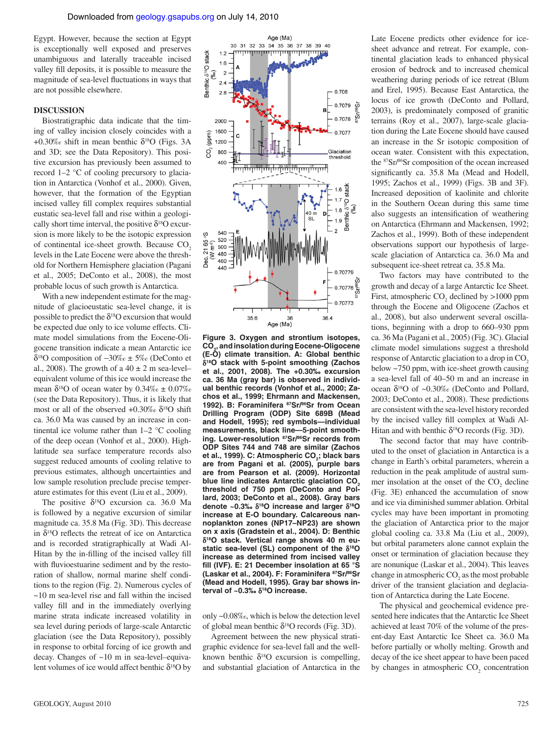Egypt. However, because the section at Egypt is exceptionally well exposed and preserves unambiguous and laterally traceable incised valley fill deposits, it is possible to measure the magnitude of sea-level fluctuations in ways that are not possible elsewhere.

## DISCUSSION

Biostratigraphic data indicate that the timing of valley incision closely coincides with a +0.30‰ shift in mean benthic $\delta^{18}O$ (Figs. 3A and 3D; see the Data Repository). This positive excursion has previously been assumed to record 1–2 °C of cooling precursory to glaciation in Antarctica (Vonhof et al., 2000). Given, however, that the formation of the Egyptian incised valley fill complex requires substantial eustatic sea-level fall and rise within a geologically short time interval, the positive $\delta^{18}O$ excursion is more likely to be the isotopic expression of continental ice-sheet growth. Because $CO_2$ levels in the Late Eocene were above the threshold for Northern Hemisphere glaciation (Pagani et al., 2005; DeConto et al., 2008), the most probable locus of such growth is Antarctica.

With a new independent estimate for the magnitude of glacioeustatic sea-level change, it is possible to predict the $\delta^{18}O$ excursion that would be expected due only to ice volume effects. Climate model simulations from the Eocene-Oligocene transition indicate a mean Antarctic ice $\delta^{18}O$ composition of −30‰ ± 5‰ (DeConto et al., 2008). The growth of a 40 ± 2 m sea-level–equivalent volume of this ice would increase the mean $\delta^{18}O$ of ocean water by 0.34‰ ± 0.07‰ (see the Data Repository). Thus, it is likely that most or all of the observed +0.30‰ $\delta^{18}O$ shift ca. 36.0 Ma was caused by an increase in continental ice volume rather than 1–2 °C cooling of the deep ocean (Vonhof et al., 2000). High-latitude sea surface temperature records also suggest reduced amounts of cooling relative to previous estimates, although uncertainties and low sample resolution preclude precise temperature estimates for this event (Liu et al., 2009).

The positive $\delta^{18}O$ excursion ca. 36.0 Ma is followed by a negative excursion of similar magnitude ca. 35.8 Ma (Fig. 3D). This decrease in $\delta^{18}O$ reflects the retreat of ice on Antarctica and is recorded stratigraphically at Wadi Al-Hitan by the in-filling of the incised valley fill with fluvioestuarine sediment and by the restoration of shallow, normal marine shelf conditions to the region (Fig. 2). Numerous cycles of ~10 m sea-level rise and fall within the incised valley fill and in the immediately overlying marine strata indicate increased volatility in sea level during periods of large-scale Antarctic glaciation (see the Data Repository), possibly in response to orbital forcing of ice growth and decay. Changes of ~10 m in sea-level–equivalent volumes of ice would affect benthic $\delta^{18}O$ by only ~0.08‰, which is below the detection level of global mean benthic $\delta^{18}O$ records (Fig. 3D).

Figure 3. Oxygen and strontium isotopes, $CO_2$, and insolation during Eocene-Oligocene (E-O) climate transition. A: Global benthic $\delta^{18}O$ stack with 5-point smoothing (Zachos et al., 2001, 2008). The +0.30‰ excursion ca. 36 Ma (gray bar) is observed in individual benthic records (Vonhof et al., 2000; Zachos et al., 1999; Ehrmann and Mackensen, 1992). B: Foraminifera $^{87}Sr/^{86}Sr$ from Ocean Drilling Program (ODP) Site 689B (Mead and Hodell, 1995); red symbols—individual measurements, black line—5-point smoothing. Lower-resolution $^{87}Sr/^{86}Sr$ records from ODP Sites 744 and 748 are similar (Zachos et al., 1999). C: Atmospheric $CO_2$; black bars are from Pagani et al. (2005), purple bars are from Pearson et al. (2009). Horizontal blue line indicates Antarctic glaciation $CO_2$ threshold of 750 ppm (DeConto and Pollard, 2003; DeConto et al., 2008). Gray bars denote ~0.3‰ $\delta^{18}O$ increase and larger $\delta^{18}O$ increase at E-O boundary. Calcareous nannoplankton zones (NP17–NP23) are shown on x axis (Gradstein et al., 2004). D: Benthic $\delta^{18}O$ stack. Vertical range shows 40 m eustatic sea-level (SL) component of the $\delta^{18}O$ increase as determined from incised valley fill (IVF). E: 21 December insolation at 65 °S (Laskar et al., 2004). F: Foraminifera $^{87}Sr/^{86}Sr$ (Mead and Hodell, 1995). Gray bar shows interval of ~0.3‰ $\delta^{18}O$ increase.

Agreement between the new physical stratigraphic evidence for sea-level fall and the well-known benthic $\delta^{18}O$ excursion is compelling, and substantial glaciation of Antarctica in the Late Eocene predicts other evidence for ice-sheet advance and retreat. For example, continental glaciation leads to enhanced physical erosion of bedrock and to increased chemical weathering during periods of ice retreat (Blum and Erel, 1995). Because East Antarctica, the locus of ice growth (DeConto and Pollard, 2003), is predominately composed of granitic terrains (Roy et al., 2007), large-scale glaciation during the Late Eocene should have caused an increase in the Sr isotopic composition of ocean water. Consistent with this expectation, the $^{87}Sr/^{86}Sr$ composition of the ocean increased significantly ca. 35.8 Ma (Mead and Hodell, 1995; Zachos et al., 1999) (Figs. 3B and 3F). Increased deposition of kaolinite and chlorite in the Southern Ocean during this same time also suggests an intensification of weathering on Antarctica (Ehrmann and Mackensen, 1992; Zachos et al., 1999). Both of these independent observations support our hypothesis of large-scale glaciation of Antarctica ca. 36.0 Ma and subsequent ice-sheet retreat ca. 35.8 Ma.

Two factors may have contributed to the growth and decay of a large Antarctic Ice Sheet. First, atmospheric $CO_2$ declined by >1000 ppm through the Eocene and Oligocene (Zachos et al., 2008), but also underwent several oscillations, beginning with a drop to 660–930 ppm ca. 36 Ma (Pagani et al., 2005) (Fig. 3C). Glacial climate model simulations suggest a threshold response of Antarctic glaciation to a drop in $CO_2$ below ~750 ppm, with ice-sheet growth causing a sea-level fall of 40–50 m and an increase in ocean $\delta^{18}O$ of ~0.30‰ (DeConto and Pollard, 2003; DeConto et al., 2008). These predictions are consistent with the sea-level history recorded by the incised valley fill complex at Wadi Al-Hitan and with benthic $\delta^{18}O$ records (Fig. 3D).

The second factor that may have contributed to the onset of glaciation in Antarctica is a change in Earth's orbital parameters, wherein a reduction in the peak amplitude of austral summer insolation at the onset of the $CO_2$ decline (Fig. 3E) enhanced the accumulation of snow and ice via diminished summer ablation. Orbital cycles may have been important in promoting the glaciation of Antarctica prior to the major global cooling ca. 33.8 Ma (Liu et al., 2009), but orbital parameters alone cannot explain the onset or termination of glaciation because they are nonunique (Laskar et al., 2004). This leaves change in atmospheric $CO_2$ as the most probable driver of the transient glaciation and deglaciation of Antarctica during the Late Eocene.

The physical and geochemical evidence presented here indicates that the Antarctic Ice Sheet achieved at least 70% of the volume of the present-day East Antarctic Ice Sheet ca. 36.0 Ma before partially or wholly melting. Growth and decay of the ice sheet appear to have been paced by changes in atmospheric $CO_2$ concentration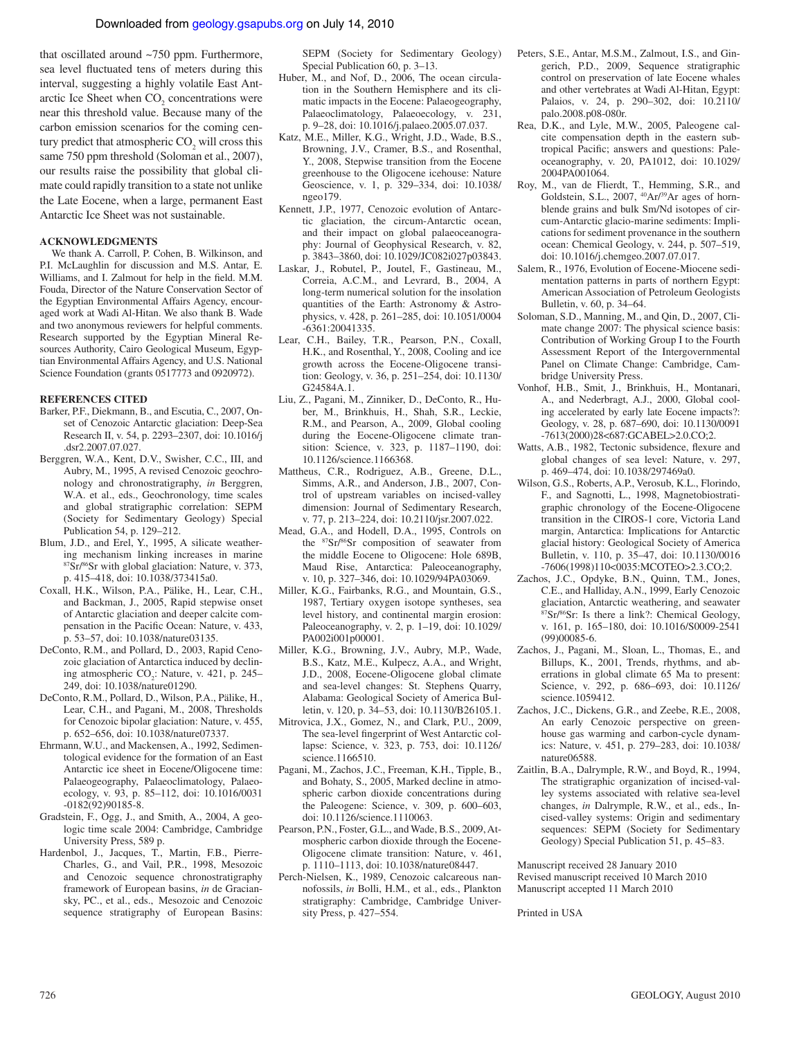that oscillated around ~750 ppm. Furthermore, sea level fluctuated tens of meters during this interval, suggesting a highly volatile East Antarctic Ice Sheet when $CO_2$ concentrations were near this threshold value. Because many of the carbon emission scenarios for the coming century predict that atmospheric $CO_2$ will cross this same 750 ppm threshold (Soloman et al., 2007), our results raise the possibility that global climate could rapidly transition to a state not unlike the Late Eocene, when a large, permanent East Antarctic Ice Sheet was not sustainable.

## ACKNOWLEDGMENTS

We thank A. Carroll, P. Cohen, B. Wilkinson, and P.I. McLaughlin for discussion and M.S. Antar, E. Williams, and I. Zalmout for help in the field. M.M. Fouda, Director of the Nature Conservation Sector of the Egyptian Environmental Affairs Agency, encouraged work at Wadi Al-Hitan. We also thank B. Wade and two anonymous reviewers for helpful comments. Research supported by the Egyptian Mineral Resources Authority, Cairo Geological Museum, Egyptian Environmental Affairs Agency, and U.S. National Science Foundation (grants 0517773 and 0920972).

## REFERENCES CITED

Barker, P.F., Diekmann, B., and Escutia, C., 2007, Onset of Cenozoic Antarctic glaciation: Deep-Sea Research II, v. 54, p. 2293–2307, doi: 10.1016/j.dsr2.2007.07.027.

Berggren, W.A., Kent, D.V., Swisher, C.C., III, and Aubry, M., 1995, A revised Cenozoic geochronology and chronostratigraphy, *in* Berggren, W.A. et al., eds., Geochronology, time scales and global stratigraphic correlation: SEPM (Society for Sedimentary Geology) Special Publication 54, p. 129–212.

Blum, J.D., and Erel, Y., 1995, A silicate weathering mechanism linking increases in marine $^{87}Sr/^{86}Sr$ with global glaciation: Nature, v. 373, p. 415–418, doi: 10.1038/373415a0.

Coxall, H.K., Wilson, P.A., Pälike, H., Lear, C.H., and Backman, J., 2005, Rapid stepwise onset of Antarctic glaciation and deeper calcite compensation in the Pacific Ocean: Nature, v. 433, p. 53–57, doi: 10.1038/nature03135.

DeConto, R.M., and Pollard, D., 2003, Rapid Cenozoic glaciation of Antarctica induced by declining atmospheric $CO_2$: Nature, v. 421, p. 245–249, doi: 10.1038/nature01290.

DeConto, R.M., Pollard, D., Wilson, P.A., Pälike, H., Lear, C.H., and Pagani, M., 2008, Thresholds for Cenozoic bipolar glaciation: Nature, v. 455, p. 652–656, doi: 10.1038/nature07337.

Ehrmann, W.U., and Mackensen, A., 1992, Sedimentological evidence for the formation of an East Antarctic ice sheet in Eocene/Oligocene time: Palaeogeography, Palaeoclimatology, Palaeoecology, v. 93, p. 85–112, doi: 10.1016/0031-0182(92)90185-8.

Gradstein, F., Ogg, J., and Smith, A., 2004, A geologic time scale 2004: Cambridge, Cambridge University Press, 589 p.

Hardenbol, J., Jacques, T., Martin, F.B., Pierre-Charles, G., and Vail, P.R., 1998, Mesozoic and Cenozoic sequence chronostratigraphy framework of European basins, *in* de Graciansky, PC., et al., eds., Mesozoic and Cenozoic sequence stratigraphy of European Basins: SEPM (Society for Sedimentary Geology) Special Publication 60, p. 3–13.

Huber, M., and Nof, D., 2006, The ocean circulation in the Southern Hemisphere and its climatic impacts in the Eocene: Palaeogeography, Palaeoclimatology, Palaeoecology, v. 231, p. 9–28, doi: 10.1016/j.palaeo.2005.07.037.

Katz, M.E., Miller, K.G., Wright, J.D., Wade, B.S., Browning, J.V., Cramer, B.S., and Rosenthal, Y., 2008, Stepwise transition from the Eocene greenhouse to the Oligocene icehouse: Nature Geoscience, v. 1, p. 329–334, doi: 10.1038/ngeo179.

Kennett, J.P., 1977, Cenozoic evolution of Antarctic glaciation, the circum-Antarctic ocean, and their impact on global palaeoceanography: Journal of Geophysical Research, v. 82, p. 3843–3860, doi: 10.1029/JC082i027p03843.

Laskar, J., Robutel, P., Joutel, F., Gastineau, M., Correia, A.C.M., and Levrard, B., 2004, A long-term numerical solution for the insolation quantities of the Earth: Astronomy & Astrophysics, v. 428, p. 261–285, doi: 10.1051/0004-6361:20041335.

Lear, C.H., Bailey, T.R., Pearson, P.N., Coxall, H.K., and Rosenthal, Y., 2008, Cooling and ice growth across the Eocene-Oligocene transition: Geology, v. 36, p. 251–254, doi: 10.1130/G24584A.1.

Liu, Z., Pagani, M., Zinniker, D., DeConto, R., Huber, M., Brinkhuis, H., Shah, S.R., Leckie, R.M., and Pearson, A., 2009, Global cooling during the Eocene-Oligocene climate transition: Science, v. 323, p. 1187–1190, doi: 10.1126/science.1166368.

Mattheus, C.R., Rodriguez, A.B., Greene, D.L., Simms, A.R., and Anderson, J.B., 2007, Control of upstream variables on incised-valley dimension: Journal of Sedimentary Research, v. 77, p. 213–224, doi: 10.2110/jsr.2007.022.

Mead, G.A., and Hodell, D.A., 1995, Controls on the $^{87}Sr/^{86}Sr$ composition of seawater from the middle Eocene to Oligocene: Hole 689B, Maud Rise, Antarctica: Paleoceanography, v. 10, p. 327–346, doi: 10.1029/94PA03069.

Miller, K.G., Fairbanks, R.G., and Mountain, G.S., 1987, Tertiary oxygen isotope syntheses, sea level history, and continental margin erosion: Paleoceanography, v. 2, p. 1–19, doi: 10.1029/PA002i001p00001.

Miller, K.G., Browning, J.V., Aubry, M.P., Wade, B.S., Katz, M.E., Kulpecz, A.A., and Wright, J.D., 2008, Eocene-Oligocene global climate and sea-level changes: St. Stephens Quarry, Alabama: Geological Society of America Bulletin, v. 120, p. 34–53, doi: 10.1130/B26105.1.

Mitrovica, J.X., Gomez, N., and Clark, P.U., 2009, The sea-level fingerprint of West Antarctic collapse: Science, v. 323, p. 753, doi: 10.1126/science.1166510.

Pagani, M., Zachos, J.C., Freeman, K.H., Tipple, B., and Bohaty, S., 2005, Marked decline in atmospheric carbon dioxide concentrations during the Paleogene: Science, v. 309, p. 600–603, doi: 10.1126/science.1110063.

Pearson, P.N., Foster, G.L., and Wade, B.S., 2009, Atmospheric carbon dioxide through the Eocene-Oligocene climate transition: Nature, v. 461, p. 1110–1113, doi: 10.1038/nature08447.

Perch-Nielsen, K., 1989, Cenozoic calcareous nannofossils, *in* Bolli, H.M., et al., eds., Plankton stratigraphy: Cambridge, Cambridge University Press, p. 427–554.

Peters, S.E., Antar, M.S.M., Zalmout, I.S., and Gingerich, P.D., 2009, Sequence stratigraphic control on preservation of late Eocene whales and other vertebrates at Wadi Al-Hitan, Egypt: Palaios, v. 24, p. 290–302, doi: 10.2110/palo.2008.p08-080r.

Rea, D.K., and Lyle, M.W., 2005, Paleogene calcite compensation depth in the eastern subtropical Pacific; answers and questions: Paleoceanography, v. 20, PA1012, doi: 10.1029/2004PA001064.

Roy, M., van de Flierdt, T., Hemming, S.R., and Goldstein, S.L., 2007, $^{40}Ar/^{39}Ar$ ages of hornblende grains and bulk Sm/Nd isotopes of circum-Antarctic glacio-marine sediments: Implications for sediment provenance in the southern ocean: Chemical Geology, v. 244, p. 507–519, doi: 10.1016/j.chemgeo.2007.07.017.

Salem, R., 1976, Evolution of Eocene-Miocene sedimentation patterns in parts of northern Egypt: American Association of Petroleum Geologists Bulletin, v. 60, p. 34–64.

Soloman, S.D., Manning, M., and Qin, D., 2007, Climate change 2007: The physical science basis: Contribution of Working Group I to the Fourth Assessment Report of the Intergovernmental Panel on Climate Change: Cambridge, Cambridge University Press.

Vonhof, H.B., Smit, J., Brinkhuis, H., Montanari, A., and Nederbragt, A.J., 2000, Global cooling accelerated by early late Eocene impacts?: Geology, v. 28, p. 687–690, doi: 10.1130/0091-7613(2000)28<687:GCABEL>2.0.CO;2.

Watts, A.B., 1982, Tectonic subsidence, flexure and global changes of sea level: Nature, v. 297, p. 469–474, doi: 10.1038/297469a0.

Wilson, G.S., Roberts, A.P., Verosub, K.L., Florindo, F., and Sagnotti, L., 1998, Magnetobiostratigraphic chronology of the Eocene-Oligocene transition in the CIROS-1 core, Victoria Land margin, Antarctica: Implications for Antarctic glacial history: Geological Society of America Bulletin, v. 110, p. 35–47, doi: 10.1130/0016-7606(1998)110<0035:MCOTEO>2.3.CO;2.

Zachos, J.C., Opdyke, B.N., Quinn, T.M., Jones, C.E., and Halliday, A.N., 1999, Early Cenozoic glaciation, Antarctic weathering, and seawater $^{87}Sr/^{86}Sr$: Is there a link?: Chemical Geology, v. 161, p. 165–180, doi: 10.1016/S0009-2541(99)00085-6.

Zachos, J., Pagani, M., Sloan, L., Thomas, E., and Billups, K., 2001, Trends, rhythms, and aberrations in global climate 65 Ma to present: Science, v. 292, p. 686–693, doi: 10.1126/science.1059412.

Zachos, J.C., Dickens, G.R., and Zeebe, R.E., 2008, An early Cenozoic perspective on greenhouse gas warming and carbon-cycle dynamics: Nature, v. 451, p. 279–283, doi: 10.1038/nature06588.

Zaitlin, B.A., Dalrymple, R.W., and Boyd, R., 1994, The stratigraphic organization of incised-valley systems associated with relative sea-level changes, *in* Dalrymple, R.W., et al., eds., Incised-valley systems: Origin and sedimentary sequences: SEPM (Society for Sedimentary Geology) Special Publication 51, p. 45–83.

Manuscript received 28 January 2010
Revised manuscript received 10 March 2010
Manuscript accepted 11 March 2010

Printed in USA